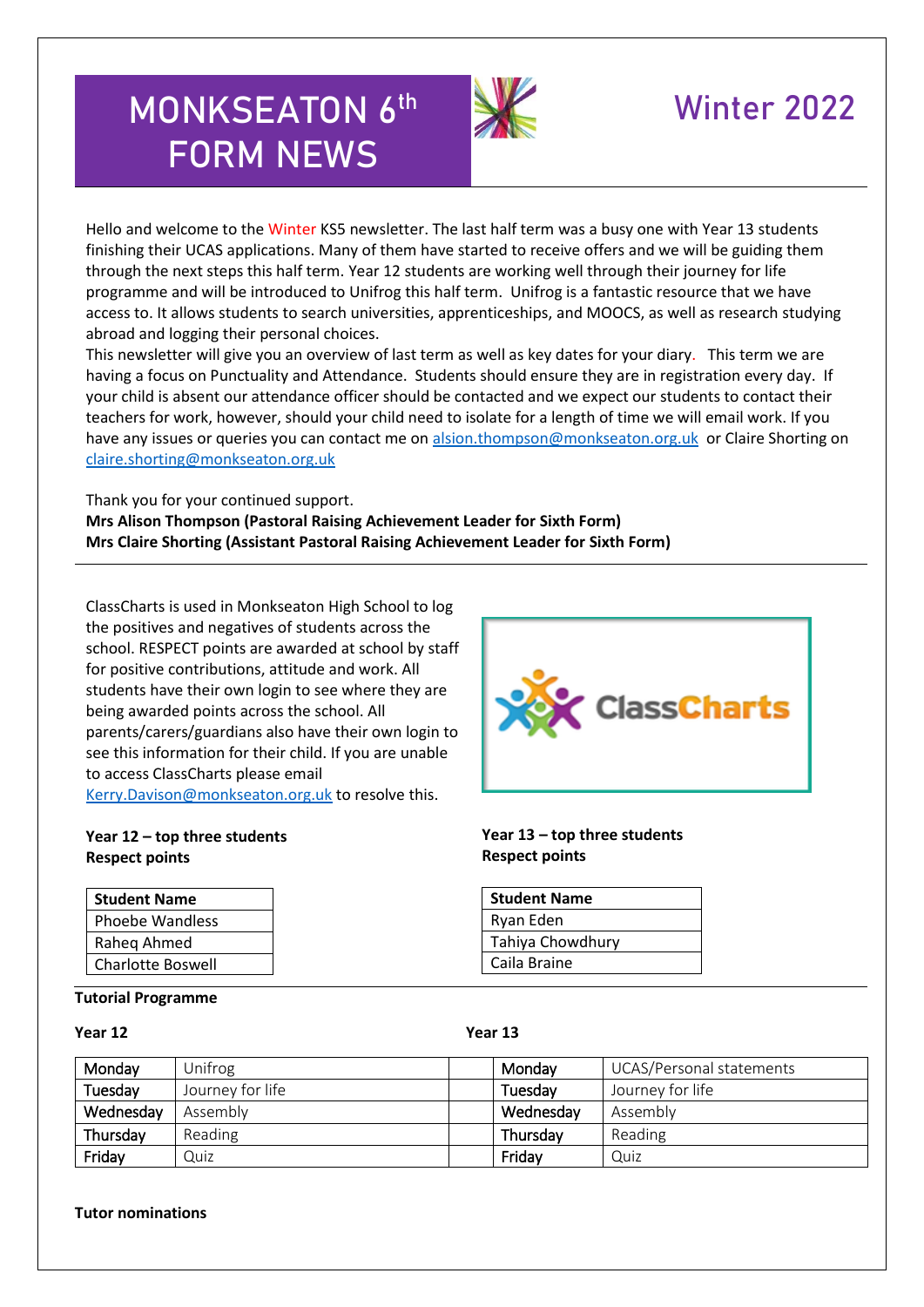# MONKSEATON 6th FORM NEWS

## Winter 2022

Hello and welcome to the Winter KS5 newsletter. The last half term was a busy one with Year 13 students finishing their UCAS applications. Many of them have started to receive offers and we will be guiding them through the next steps this half term. Year 12 students are working well through their journey for life programme and will be introduced to Unifrog this half term. Unifrog is a fantastic resource that we have access to. It allows students to search universities, apprenticeships, and MOOCS, as well as research studying abroad and logging their personal choices.

This newsletter will give you an overview of last term as well as key dates for your diary. This term we are having a focus on Punctuality and Attendance. Students should ensure they are in registration every day. If your child is absent our attendance officer should be contacted and we expect our students to contact their teachers for work, however, should your child need to isolate for a length of time we will email work. If you have any issues or queries you can contact me on alsion.thompson@monkseaton.org.uk or Claire Shorting on claire.shorting@monkseaton.org.uk

Thank you for your continued support.

**Mrs Alison Thompson (Pastoral Raising Achievement Leader for Sixth Form)**
**Mrs Claire Shorting (Assistant Pastoral Raising Achievement Leader for Sixth Form)**

---

ClassCharts is used in Monkseaton High School to log the positives and negatives of students across the school. RESPECT points are awarded at school by staff for positive contributions, attitude and work. All students have their own login to see where they are being awarded points across the school. All parents/carers/guardians also have their own login to see this information for their child. If you are unable to access ClassCharts please email Kerry.Davison@monkseaton.org.uk to resolve this.

**Year 12 – top three students Respect points**

| Student Name |
|---|
| Phoebe Wandless |
| Raheq Ahmed |
| Charlotte Boswell |

**Year 13 – top three students Respect points**

| Student Name |
|---|
| Ryan Eden |
| Tahiya Chowdhury |
| Caila Braine |

**Tutorial Programme**

**Year 12**

| | |
|---|---|
| Monday | Unifrog |
| Tuesday | Journey for life |
| Wednesday | Assembly |
| Thursday | Reading |
| Friday | Quiz |

**Year 13**

| | |
|---|---|
| Monday | UCAS/Personal statements |
| Tuesday | Journey for life |
| Wednesday | Assembly |
| Thursday | Reading |
| Friday | Quiz |

**Tutor nominations**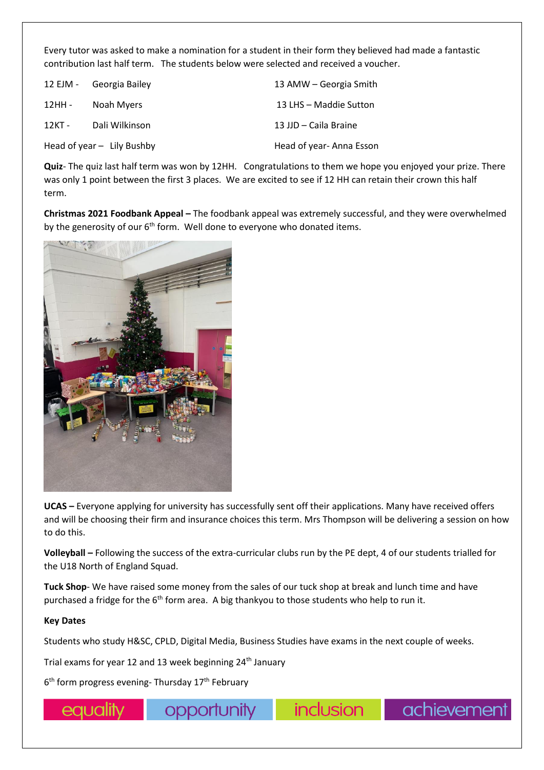Every tutor was asked to make a nomination for a student in their form they believed had made a fantastic contribution last half term. The students below were selected and received a voucher.

| | | |
|---|---|---|
| 12 EJM - | Georgia Bailey | 13 AMW – Georgia Smith |
| 12HH - | Noah Myers | 13 LHS – Maddie Sutton |
| 12KT - | Dali Wilkinson | 13 JJD – Caila Braine |
| Head of year – | Lily Bushby | Head of year- Anna Esson |

**Quiz**- The quiz last half term was won by 12HH. Congratulations to them we hope you enjoyed your prize. There was only 1 point between the first 3 places. We are excited to see if 12 HH can retain their crown this half term.

**Christmas 2021 Foodbank Appeal –** The foodbank appeal was extremely successful, and they were overwhelmed by the generosity of our 6th form. Well done to everyone who donated items.

**UCAS –** Everyone applying for university has successfully sent off their applications. Many have received offers and will be choosing their firm and insurance choices this term. Mrs Thompson will be delivering a session on how to do this.

**Volleyball –** Following the success of the extra-curricular clubs run by the PE dept, 4 of our students trialled for the U18 North of England Squad.

**Tuck Shop**- We have raised some money from the sales of our tuck shop at break and lunch time and have purchased a fridge for the 6th form area. A big thankyou to those students who help to run it.

**Key Dates**

Students who study H&SC, CPLD, Digital Media, Business Studies have exams in the next couple of weeks.

Trial exams for year 12 and 13 week beginning 24th January

6th form progress evening- Thursday 17th February

equality opportunity inclusion achievement